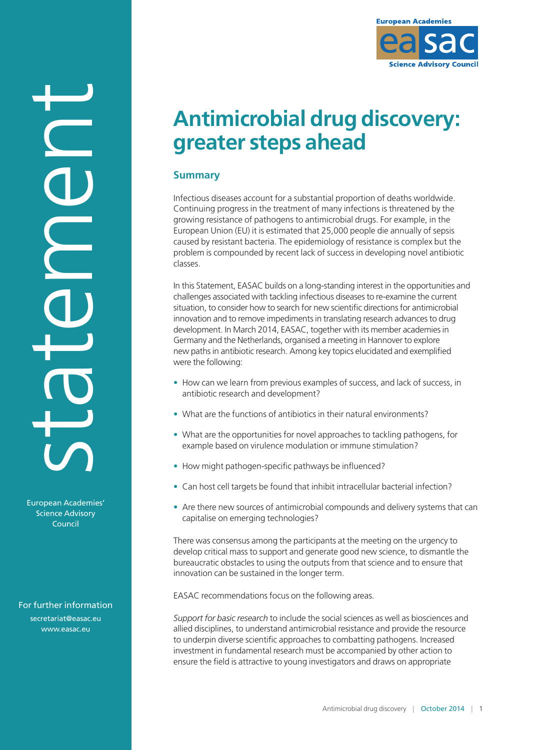# Antimicrobial drug discovery: greater steps ahead

## Summary

Infectious diseases account for a substantial proportion of deaths worldwide. Continuing progress in the treatment of many infections is threatened by the growing resistance of pathogens to antimicrobial drugs. For example, in the European Union (EU) it is estimated that 25,000 people die annually of sepsis caused by resistant bacteria. The epidemiology of resistance is complex but the problem is compounded by recent lack of success in developing novel antibiotic classes.

In this Statement, EASAC builds on a long-standing interest in the opportunities and challenges associated with tackling infectious diseases to re-examine the current situation, to consider how to search for new scientific directions for antimicrobial innovation and to remove impediments in translating research advances to drug development. In March 2014, EASAC, together with its member academies in Germany and the Netherlands, organised a meeting in Hannover to explore new paths in antibiotic research. Among key topics elucidated and exemplified were the following:

- How can we learn from previous examples of success, and lack of success, in antibiotic research and development?
- What are the functions of antibiotics in their natural environments?
- What are the opportunities for novel approaches to tackling pathogens, for example based on virulence modulation or immune stimulation?
- How might pathogen-specific pathways be influenced?
- Can host cell targets be found that inhibit intracellular bacterial infection?
- Are there new sources of antimicrobial compounds and delivery systems that can capitalise on emerging technologies?

There was consensus among the participants at the meeting on the urgency to develop critical mass to support and generate good new science, to dismantle the bureaucratic obstacles to using the outputs from that science and to ensure that innovation can be sustained in the longer term.

EASAC recommendations focus on the following areas.

*Support for basic research* to include the social sciences as well as biosciences and allied disciplines, to understand antimicrobial resistance and provide the resource to underpin diverse scientific approaches to combatting pathogens. Increased investment in fundamental research must be accompanied by other action to ensure the field is attractive to young investigators and draws on appropriate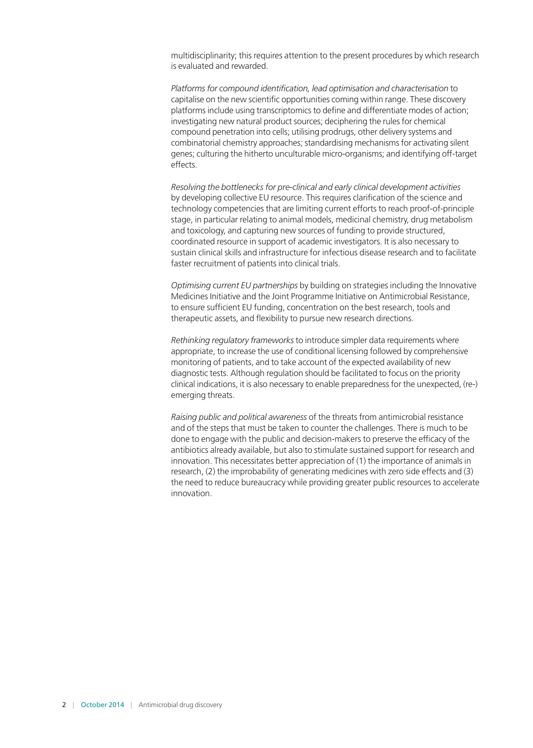multidisciplinarity; this requires attention to the present procedures by which research is evaluated and rewarded.

*Platforms for compound identification, lead optimisation and characterisation* to capitalise on the new scientific opportunities coming within range. These discovery platforms include using transcriptomics to define and differentiate modes of action; investigating new natural product sources; deciphering the rules for chemical compound penetration into cells; utilising prodrugs, other delivery systems and combinatorial chemistry approaches; standardising mechanisms for activating silent genes; culturing the hitherto unculturable micro-organisms; and identifying off-target effects.

*Resolving the bottlenecks for pre-clinical and early clinical development activities* by developing collective EU resource. This requires clarification of the science and technology competencies that are limiting current efforts to reach proof-of-principle stage, in particular relating to animal models, medicinal chemistry, drug metabolism and toxicology, and capturing new sources of funding to provide structured, coordinated resource in support of academic investigators. It is also necessary to sustain clinical skills and infrastructure for infectious disease research and to facilitate faster recruitment of patients into clinical trials.

*Optimising current EU partnerships* by building on strategies including the Innovative Medicines Initiative and the Joint Programme Initiative on Antimicrobial Resistance, to ensure sufficient EU funding, concentration on the best research, tools and therapeutic assets, and flexibility to pursue new research directions.

*Rethinking regulatory frameworks* to introduce simpler data requirements where appropriate, to increase the use of conditional licensing followed by comprehensive monitoring of patients, and to take account of the expected availability of new diagnostic tests. Although regulation should be facilitated to focus on the priority clinical indications, it is also necessary to enable preparedness for the unexpected, (re-) emerging threats.

*Raising public and political awareness* of the threats from antimicrobial resistance and of the steps that must be taken to counter the challenges. There is much to be done to engage with the public and decision-makers to preserve the efficacy of the antibiotics already available, but also to stimulate sustained support for research and innovation. This necessitates better appreciation of (1) the importance of animals in research, (2) the improbability of generating medicines with zero side effects and (3) the need to reduce bureaucracy while providing greater public resources to accelerate innovation.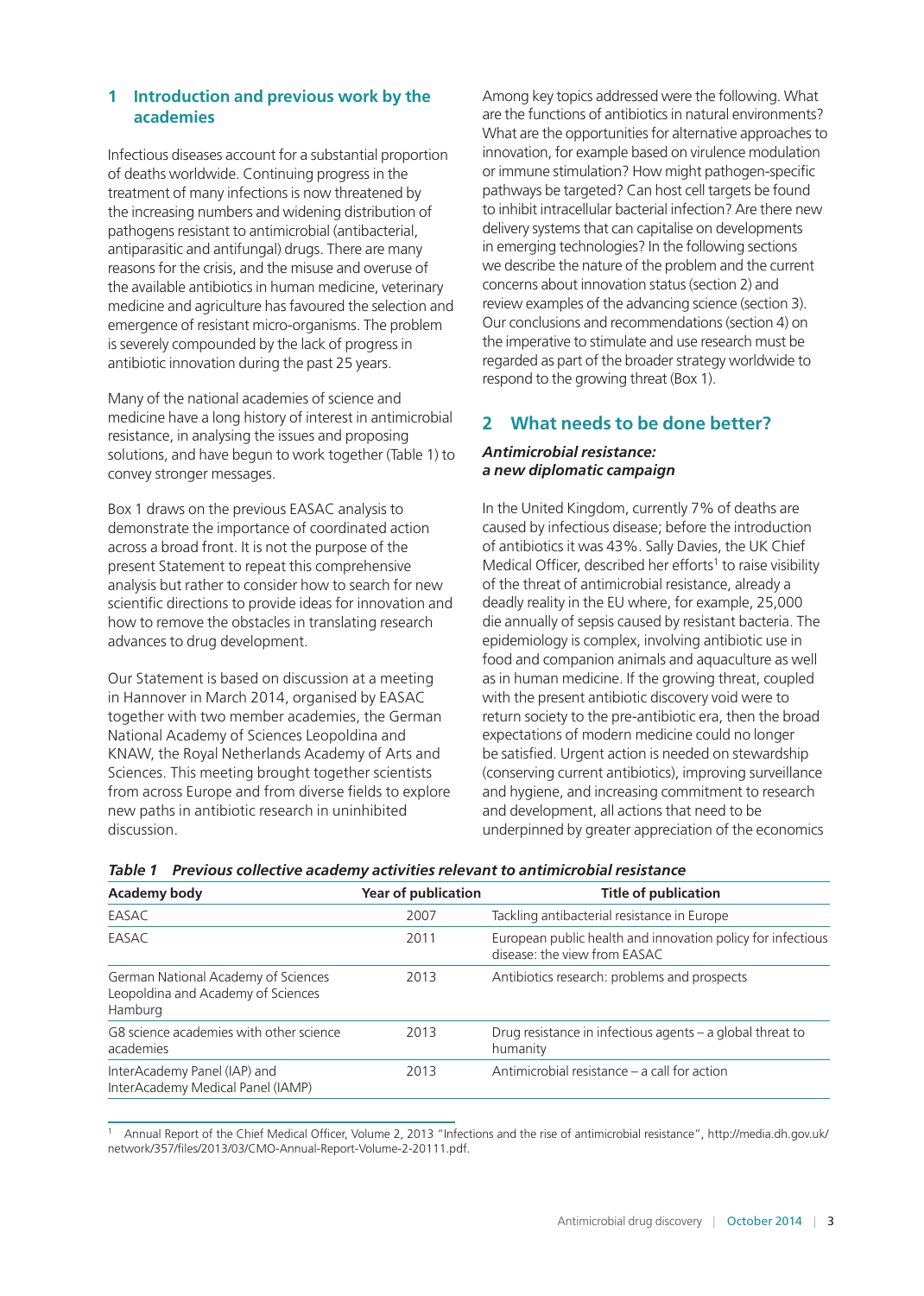## 1 Introduction and previous work by the academies

Infectious diseases account for a substantial proportion of deaths worldwide. Continuing progress in the treatment of many infections is now threatened by the increasing numbers and widening distribution of pathogens resistant to antimicrobial (antibacterial, antiparasitic and antifungal) drugs. There are many reasons for the crisis, and the misuse and overuse of the available antibiotics in human medicine, veterinary medicine and agriculture has favoured the selection and emergence of resistant micro-organisms. The problem is severely compounded by the lack of progress in antibiotic innovation during the past 25 years.

Many of the national academies of science and medicine have a long history of interest in antimicrobial resistance, in analysing the issues and proposing solutions, and have begun to work together (Table 1) to convey stronger messages.

Box 1 draws on the previous EASAC analysis to demonstrate the importance of coordinated action across a broad front. It is not the purpose of the present Statement to repeat this comprehensive analysis but rather to consider how to search for new scientific directions to provide ideas for innovation and how to remove the obstacles in translating research advances to drug development.

Our Statement is based on discussion at a meeting in Hannover in March 2014, organised by EASAC together with two member academies, the German National Academy of Sciences Leopoldina and KNAW, the Royal Netherlands Academy of Arts and Sciences. This meeting brought together scientists from across Europe and from diverse fields to explore new paths in antibiotic research in uninhibited discussion.

Among key topics addressed were the following. What are the functions of antibiotics in natural environments? What are the opportunities for alternative approaches to innovation, for example based on virulence modulation or immune stimulation? How might pathogen-specific pathways be targeted? Can host cell targets be found to inhibit intracellular bacterial infection? Are there new delivery systems that can capitalise on developments in emerging technologies? In the following sections we describe the nature of the problem and the current concerns about innovation status (section 2) and review examples of the advancing science (section 3). Our conclusions and recommendations (section 4) on the imperative to stimulate and use research must be regarded as part of the broader strategy worldwide to respond to the growing threat (Box 1).

## 2 What needs to be done better?

***Antimicrobial resistance: a new diplomatic campaign***

In the United Kingdom, currently 7% of deaths are caused by infectious disease; before the introduction of antibiotics it was 43%. Sally Davies, the UK Chief Medical Officer, described her efforts[1] to raise visibility of the threat of antimicrobial resistance, already a deadly reality in the EU where, for example, 25,000 die annually of sepsis caused by resistant bacteria. The epidemiology is complex, involving antibiotic use in food and companion animals and aquaculture as well as in human medicine. If the growing threat, coupled with the present antibiotic discovery void were to return society to the pre-antibiotic era, then the broad expectations of modern medicine could no longer be satisfied. Urgent action is needed on stewardship (conserving current antibiotics), improving surveillance and hygiene, and increasing commitment to research and development, all actions that need to be underpinned by greater appreciation of the economics

***Table 1 Previous collective academy activities relevant to antimicrobial resistance***

| Academy body | Year of publication | Title of publication |
|---|---|---|
| EASAC | 2007 | Tackling antibacterial resistance in Europe |
| EASAC | 2011 | European public health and innovation policy for infectious disease: the view from EASAC |
| German National Academy of Sciences Leopoldina and Academy of Sciences Hamburg | 2013 | Antibiotics research: problems and prospects |
| G8 science academies with other science academies | 2013 | Drug resistance in infectious agents – a global threat to humanity |
| InterAcademy Panel (IAP) and InterAcademy Medical Panel (IAMP) | 2013 | Antimicrobial resistance – a call for action |

[1] Annual Report of the Chief Medical Officer, Volume 2, 2013 "Infections and the rise of antimicrobial resistance", http://media.dh.gov.uk/network/357/files/2013/03/CMO-Annual-Report-Volume-2-20111.pdf.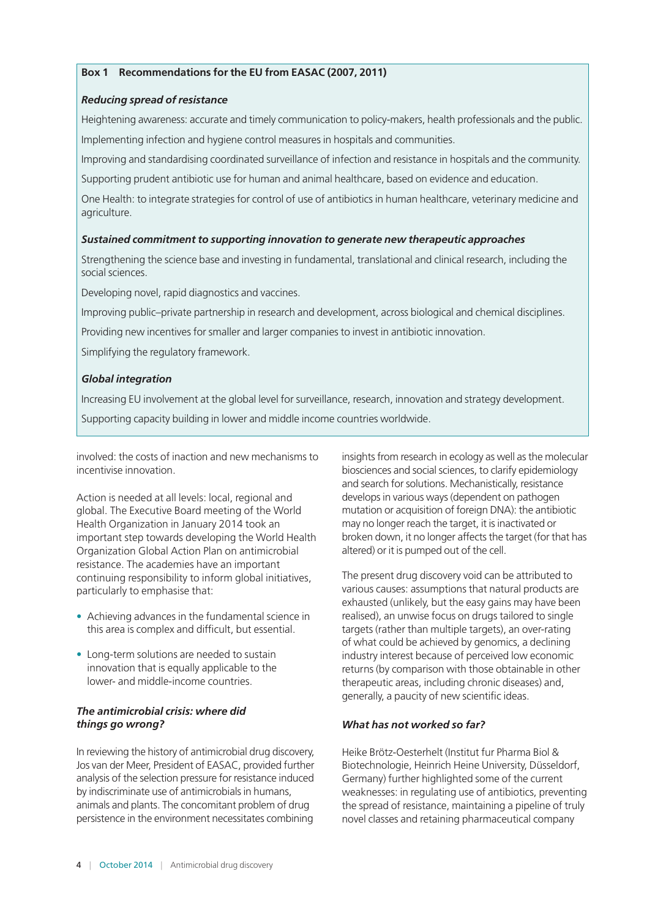**Box 1 Recommendations for the EU from EASAC (2007, 2011)**

***Reducing spread of resistance***

Heightening awareness: accurate and timely communication to policy-makers, health professionals and the public.

Implementing infection and hygiene control measures in hospitals and communities.

Improving and standardising coordinated surveillance of infection and resistance in hospitals and the community.

Supporting prudent antibiotic use for human and animal healthcare, based on evidence and education.

One Health: to integrate strategies for control of use of antibiotics in human healthcare, veterinary medicine and agriculture.

***Sustained commitment to supporting innovation to generate new therapeutic approaches***

Strengthening the science base and investing in fundamental, translational and clinical research, including the social sciences.

Developing novel, rapid diagnostics and vaccines.

Improving public–private partnership in research and development, across biological and chemical disciplines.

Providing new incentives for smaller and larger companies to invest in antibiotic innovation.

Simplifying the regulatory framework.

***Global integration***

Increasing EU involvement at the global level for surveillance, research, innovation and strategy development.

Supporting capacity building in lower and middle income countries worldwide.

involved: the costs of inaction and new mechanisms to incentivise innovation.

Action is needed at all levels: local, regional and global. The Executive Board meeting of the World Health Organization in January 2014 took an important step towards developing the World Health Organization Global Action Plan on antimicrobial resistance. The academies have an important continuing responsibility to inform global initiatives, particularly to emphasise that:

- Achieving advances in the fundamental science in this area is complex and difficult, but essential.
- Long-term solutions are needed to sustain innovation that is equally applicable to the lower- and middle-income countries.

### *The antimicrobial crisis: where did things go wrong?*

In reviewing the history of antimicrobial drug discovery, Jos van der Meer, President of EASAC, provided further analysis of the selection pressure for resistance induced by indiscriminate use of antimicrobials in humans, animals and plants. The concomitant problem of drug persistence in the environment necessitates combining insights from research in ecology as well as the molecular biosciences and social sciences, to clarify epidemiology and search for solutions. Mechanistically, resistance develops in various ways (dependent on pathogen mutation or acquisition of foreign DNA): the antibiotic may no longer reach the target, it is inactivated or broken down, it no longer affects the target (for that has altered) or it is pumped out of the cell.

The present drug discovery void can be attributed to various causes: assumptions that natural products are exhausted (unlikely, but the easy gains may have been realised), an unwise focus on drugs tailored to single targets (rather than multiple targets), an over-rating of what could be achieved by genomics, a declining industry interest because of perceived low economic returns (by comparison with those obtainable in other therapeutic areas, including chronic diseases) and, generally, a paucity of new scientific ideas.

### *What has not worked so far?*

Heike Brötz-Oesterhelt (Institut fur Pharma Biol & Biotechnologie, Heinrich Heine University, Düsseldorf, Germany) further highlighted some of the current weaknesses: in regulating use of antibiotics, preventing the spread of resistance, maintaining a pipeline of truly novel classes and retaining pharmaceutical company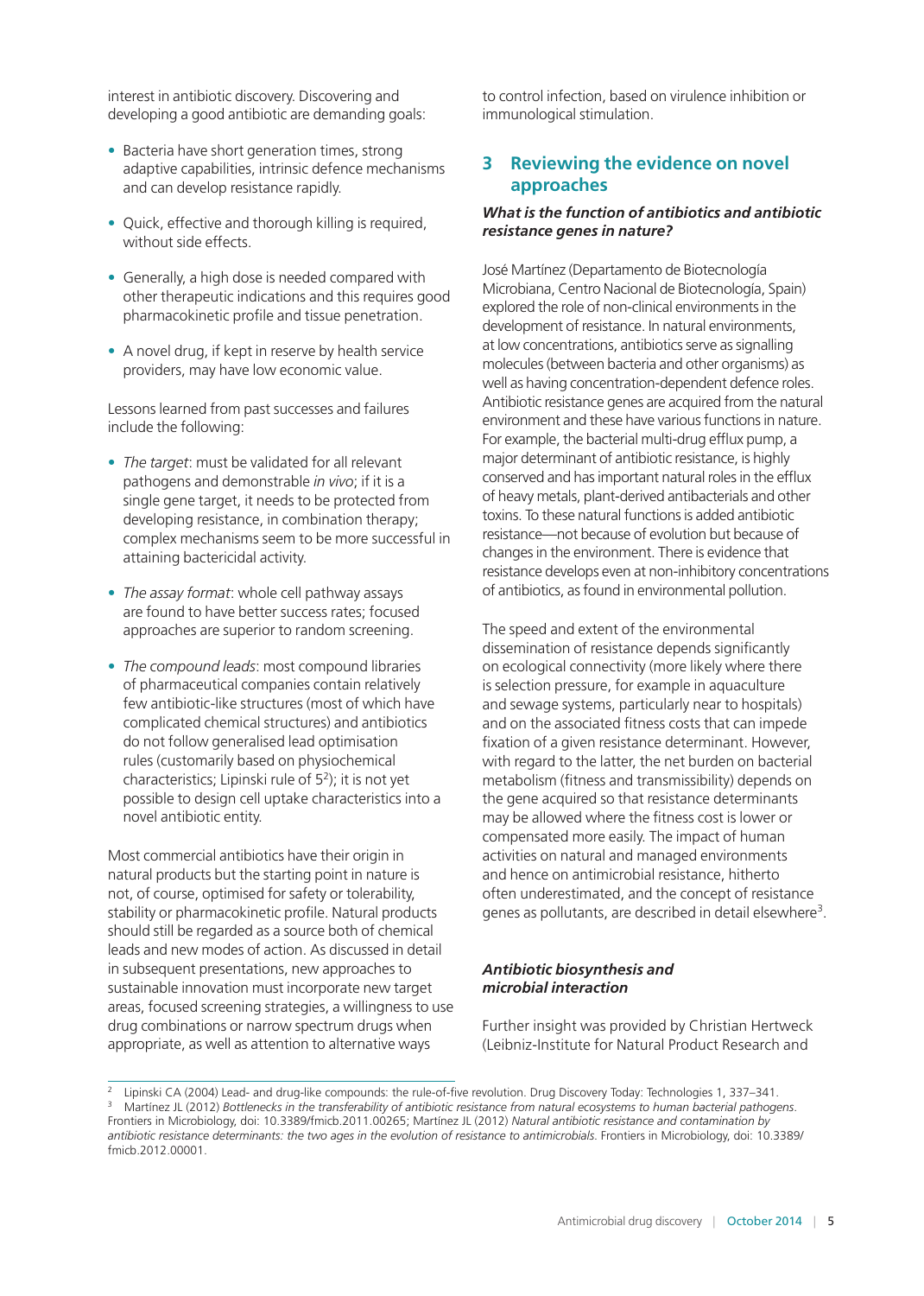interest in antibiotic discovery. Discovering and developing a good antibiotic are demanding goals:

- Bacteria have short generation times, strong adaptive capabilities, intrinsic defence mechanisms and can develop resistance rapidly.
- Quick, effective and thorough killing is required, without side effects.
- Generally, a high dose is needed compared with other therapeutic indications and this requires good pharmacokinetic profile and tissue penetration.
- A novel drug, if kept in reserve by health service providers, may have low economic value.

Lessons learned from past successes and failures include the following:

- *The target*: must be validated for all relevant pathogens and demonstrable *in vivo*; if it is a single gene target, it needs to be protected from developing resistance, in combination therapy; complex mechanisms seem to be more successful in attaining bactericidal activity.
- *The assay format*: whole cell pathway assays are found to have better success rates; focused approaches are superior to random screening.
- *The compound leads*: most compound libraries of pharmaceutical companies contain relatively few antibiotic-like structures (most of which have complicated chemical structures) and antibiotics do not follow generalised lead optimisation rules (customarily based on physiochemical characteristics; Lipinski rule of 5[2]); it is not yet possible to design cell uptake characteristics into a novel antibiotic entity.

Most commercial antibiotics have their origin in natural products but the starting point in nature is not, of course, optimised for safety or tolerability, stability or pharmacokinetic profile. Natural products should still be regarded as a source both of chemical leads and new modes of action. As discussed in detail in subsequent presentations, new approaches to sustainable innovation must incorporate new target areas, focused screening strategies, a willingness to use drug combinations or narrow spectrum drugs when appropriate, as well as attention to alternative ways to control infection, based on virulence inhibition or immunological stimulation.

## 3 Reviewing the evidence on novel approaches

### *What is the function of antibiotics and antibiotic resistance genes in nature?*

José Martínez (Departamento de Biotecnología Microbiana, Centro Nacional de Biotecnología, Spain) explored the role of non-clinical environments in the development of resistance. In natural environments, at low concentrations, antibiotics serve as signalling molecules (between bacteria and other organisms) as well as having concentration-dependent defence roles. Antibiotic resistance genes are acquired from the natural environment and these have various functions in nature. For example, the bacterial multi-drug efflux pump, a major determinant of antibiotic resistance, is highly conserved and has important natural roles in the efflux of heavy metals, plant-derived antibacterials and other toxins. To these natural functions is added antibiotic resistance—not because of evolution but because of changes in the environment. There is evidence that resistance develops even at non-inhibitory concentrations of antibiotics, as found in environmental pollution.

The speed and extent of the environmental dissemination of resistance depends significantly on ecological connectivity (more likely where there is selection pressure, for example in aquaculture and sewage systems, particularly near to hospitals) and on the associated fitness costs that can impede fixation of a given resistance determinant. However, with regard to the latter, the net burden on bacterial metabolism (fitness and transmissibility) depends on the gene acquired so that resistance determinants may be allowed where the fitness cost is lower or compensated more easily. The impact of human activities on natural and managed environments and hence on antimicrobial resistance, hitherto often underestimated, and the concept of resistance genes as pollutants, are described in detail elsewhere[3].

### *Antibiotic biosynthesis and microbial interaction*

Further insight was provided by Christian Hertweck (Leibniz-Institute for Natural Product Research and

---

[2] Lipinski CA (2004) Lead- and drug-like compounds: the rule-of-five revolution. Drug Discovery Today: Technologies 1, 337–341.

[3] Martínez JL (2012) *Bottlenecks in the transferability of antibiotic resistance from natural ecosystems to human bacterial pathogens*. Frontiers in Microbiology, doi: 10.3389/fmicb.2011.00265; Martínez JL (2012) *Natural antibiotic resistance and contamination by antibiotic resistance determinants: the two ages in the evolution of resistance to antimicrobials*. Frontiers in Microbiology, doi: 10.3389/fmicb.2012.00001.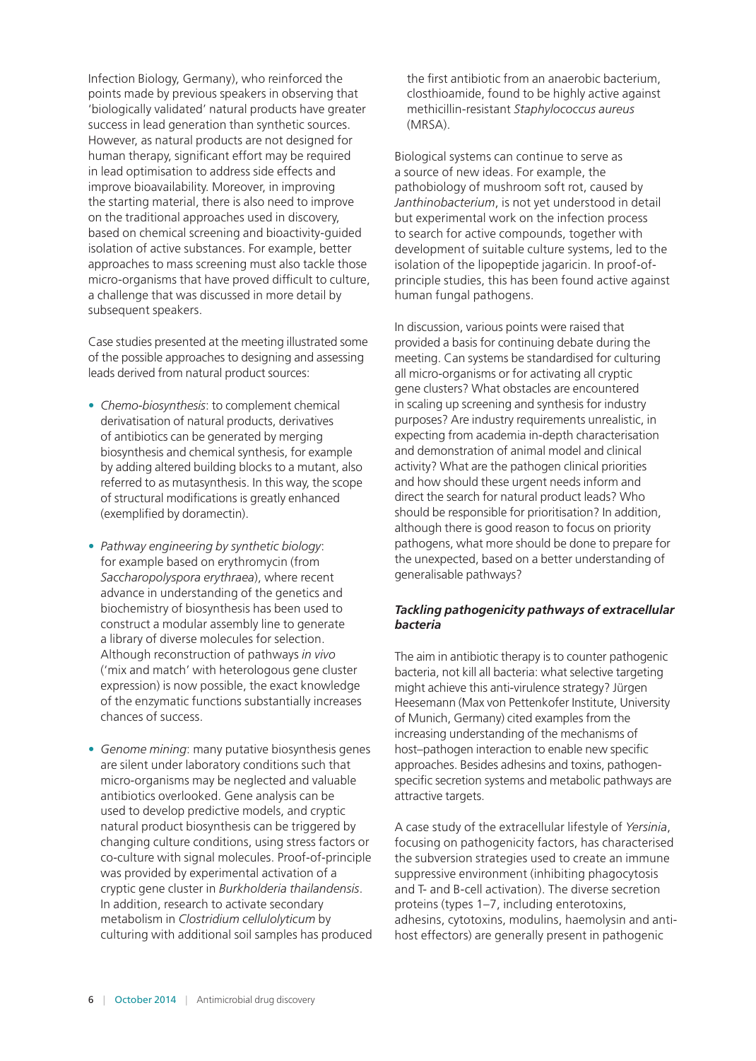Infection Biology, Germany), who reinforced the points made by previous speakers in observing that 'biologically validated' natural products have greater success in lead generation than synthetic sources. However, as natural products are not designed for human therapy, significant effort may be required in lead optimisation to address side effects and improve bioavailability. Moreover, in improving the starting material, there is also need to improve on the traditional approaches used in discovery, based on chemical screening and bioactivity-guided isolation of active substances. For example, better approaches to mass screening must also tackle those micro-organisms that have proved difficult to culture, a challenge that was discussed in more detail by subsequent speakers.

Case studies presented at the meeting illustrated some of the possible approaches to designing and assessing leads derived from natural product sources:

- *Chemo-biosynthesis*: to complement chemical derivatisation of natural products, derivatives of antibiotics can be generated by merging biosynthesis and chemical synthesis, for example by adding altered building blocks to a mutant, also referred to as mutasynthesis. In this way, the scope of structural modifications is greatly enhanced (exemplified by doramectin).
- *Pathway engineering by synthetic biology*: for example based on erythromycin (from *Saccharopolyspora erythraea*), where recent advance in understanding of the genetics and biochemistry of biosynthesis has been used to construct a modular assembly line to generate a library of diverse molecules for selection. Although reconstruction of pathways *in vivo* ('mix and match' with heterologous gene cluster expression) is now possible, the exact knowledge of the enzymatic functions substantially increases chances of success.
- *Genome mining*: many putative biosynthesis genes are silent under laboratory conditions such that micro-organisms may be neglected and valuable antibiotics overlooked. Gene analysis can be used to develop predictive models, and cryptic natural product biosynthesis can be triggered by changing culture conditions, using stress factors or co-culture with signal molecules. Proof-of-principle was provided by experimental activation of a cryptic gene cluster in *Burkholderia thailandensis*. In addition, research to activate secondary metabolism in *Clostridium cellulolyticum* by culturing with additional soil samples has produced the first antibiotic from an anaerobic bacterium, closthioamide, found to be highly active against methicillin-resistant *Staphylococcus aureus* (MRSA).

Biological systems can continue to serve as a source of new ideas. For example, the pathobiology of mushroom soft rot, caused by *Janthinobacterium*, is not yet understood in detail but experimental work on the infection process to search for active compounds, together with development of suitable culture systems, led to the isolation of the lipopeptide jagaricin. In proof-of-principle studies, this has been found active against human fungal pathogens.

In discussion, various points were raised that provided a basis for continuing debate during the meeting. Can systems be standardised for culturing all micro-organisms or for activating all cryptic gene clusters? What obstacles are encountered in scaling up screening and synthesis for industry purposes? Are industry requirements unrealistic, in expecting from academia in-depth characterisation and demonstration of animal model and clinical activity? What are the pathogen clinical priorities and how should these urgent needs inform and direct the search for natural product leads? Who should be responsible for prioritisation? In addition, although there is good reason to focus on priority pathogens, what more should be done to prepare for the unexpected, based on a better understanding of generalisable pathways?

### *Tackling pathogenicity pathways of extracellular bacteria*

The aim in antibiotic therapy is to counter pathogenic bacteria, not kill all bacteria: what selective targeting might achieve this anti-virulence strategy? Jürgen Heesemann (Max von Pettenkofer Institute, University of Munich, Germany) cited examples from the increasing understanding of the mechanisms of host–pathogen interaction to enable new specific approaches. Besides adhesins and toxins, pathogen-specific secretion systems and metabolic pathways are attractive targets.

A case study of the extracellular lifestyle of *Yersinia*, focusing on pathogenicity factors, has characterised the subversion strategies used to create an immune suppressive environment (inhibiting phagocytosis and T- and B-cell activation). The diverse secretion proteins (types 1–7, including enterotoxins, adhesins, cytotoxins, modulins, haemolysin and anti-host effectors) are generally present in pathogenic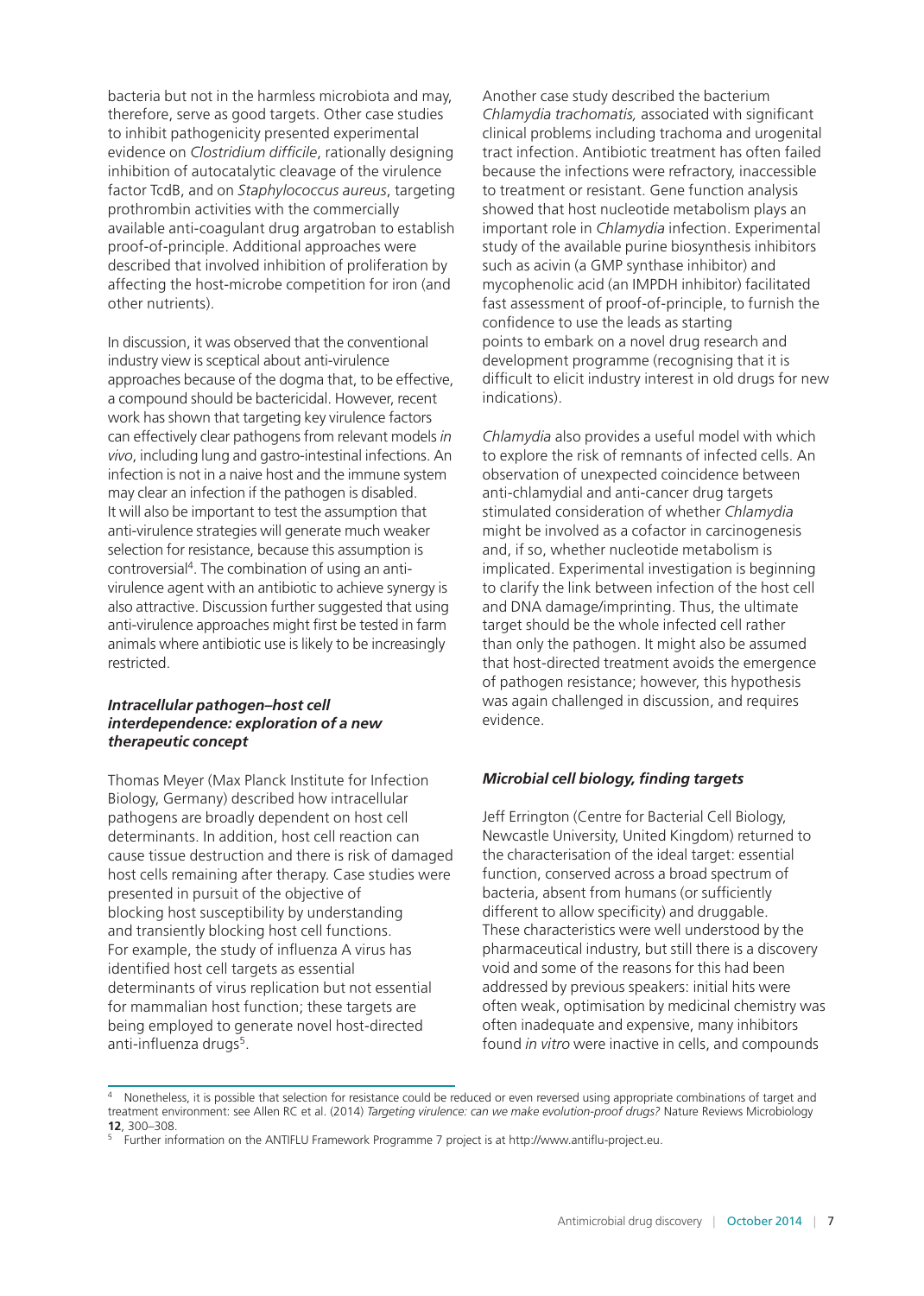bacteria but not in the harmless microbiota and may, therefore, serve as good targets. Other case studies to inhibit pathogenicity presented experimental evidence on *Clostridium difficile*, rationally designing inhibition of autocatalytic cleavage of the virulence factor TcdB, and on *Staphylococcus aureus*, targeting prothrombin activities with the commercially available anti-coagulant drug argatroban to establish proof-of-principle. Additional approaches were described that involved inhibition of proliferation by affecting the host-microbe competition for iron (and other nutrients).

In discussion, it was observed that the conventional industry view is sceptical about anti-virulence approaches because of the dogma that, to be effective, a compound should be bactericidal. However, recent work has shown that targeting key virulence factors can effectively clear pathogens from relevant models *in vivo*, including lung and gastro-intestinal infections. An infection is not in a naive host and the immune system may clear an infection if the pathogen is disabled. It will also be important to test the assumption that anti-virulence strategies will generate much weaker selection for resistance, because this assumption is controversial[4]. The combination of using an anti-virulence agent with an antibiotic to achieve synergy is also attractive. Discussion further suggested that using anti-virulence approaches might first be tested in farm animals where antibiotic use is likely to be increasingly restricted.

### *Intracellular pathogen–host cell interdependence: exploration of a new therapeutic concept*

Thomas Meyer (Max Planck Institute for Infection Biology, Germany) described how intracellular pathogens are broadly dependent on host cell determinants. In addition, host cell reaction can cause tissue destruction and there is risk of damaged host cells remaining after therapy. Case studies were presented in pursuit of the objective of blocking host susceptibility by understanding and transiently blocking host cell functions. For example, the study of influenza A virus has identified host cell targets as essential determinants of virus replication but not essential for mammalian host function; these targets are being employed to generate novel host-directed anti-influenza drugs[5].

Another case study described the bacterium *Chlamydia trachomatis,* associated with significant clinical problems including trachoma and urogenital tract infection. Antibiotic treatment has often failed because the infections were refractory, inaccessible to treatment or resistant. Gene function analysis showed that host nucleotide metabolism plays an important role in *Chlamydia* infection. Experimental study of the available purine biosynthesis inhibitors such as acivin (a GMP synthase inhibitor) and mycophenolic acid (an IMPDH inhibitor) facilitated fast assessment of proof-of-principle, to furnish the confidence to use the leads as starting points to embark on a novel drug research and development programme (recognising that it is difficult to elicit industry interest in old drugs for new indications).

*Chlamydia* also provides a useful model with which to explore the risk of remnants of infected cells. An observation of unexpected coincidence between anti-chlamydial and anti-cancer drug targets stimulated consideration of whether *Chlamydia* might be involved as a cofactor in carcinogenesis and, if so, whether nucleotide metabolism is implicated. Experimental investigation is beginning to clarify the link between infection of the host cell and DNA damage/imprinting. Thus, the ultimate target should be the whole infected cell rather than only the pathogen. It might also be assumed that host-directed treatment avoids the emergence of pathogen resistance; however, this hypothesis was again challenged in discussion, and requires evidence.

### *Microbial cell biology, finding targets*

Jeff Errington (Centre for Bacterial Cell Biology, Newcastle University, United Kingdom) returned to the characterisation of the ideal target: essential function, conserved across a broad spectrum of bacteria, absent from humans (or sufficiently different to allow specificity) and druggable. These characteristics were well understood by the pharmaceutical industry, but still there is a discovery void and some of the reasons for this had been addressed by previous speakers: initial hits were often weak, optimisation by medicinal chemistry was often inadequate and expensive, many inhibitors found *in vitro* were inactive in cells, and compounds

---

[4] Nonetheless, it is possible that selection for resistance could be reduced or even reversed using appropriate combinations of target and treatment environment: see Allen RC et al. (2014) *Targeting virulence: can we make evolution-proof drugs?* Nature Reviews Microbiology **12**, 300–308.

[5] Further information on the ANTIFLU Framework Programme 7 project is at http://www.antiflu-project.eu.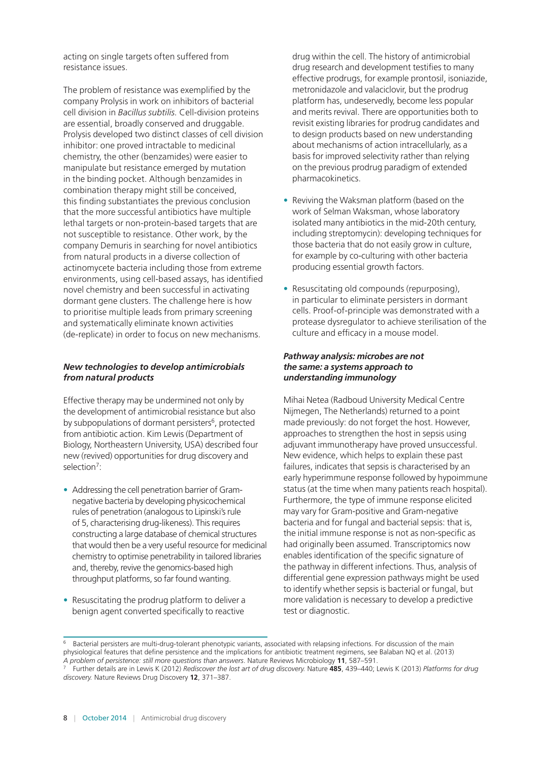acting on single targets often suffered from resistance issues.

The problem of resistance was exemplified by the company Prolysis in work on inhibitors of bacterial cell division in *Bacillus subtilis.* Cell-division proteins are essential, broadly conserved and druggable. Prolysis developed two distinct classes of cell division inhibitor: one proved intractable to medicinal chemistry, the other (benzamides) were easier to manipulate but resistance emerged by mutation in the binding pocket. Although benzamides in combination therapy might still be conceived, this finding substantiates the previous conclusion that the more successful antibiotics have multiple lethal targets or non-protein-based targets that are not susceptible to resistance. Other work, by the company Demuris in searching for novel antibiotics from natural products in a diverse collection of actinomycete bacteria including those from extreme environments, using cell-based assays, has identified novel chemistry and been successful in activating dormant gene clusters. The challenge here is how to prioritise multiple leads from primary screening and systematically eliminate known activities (de-replicate) in order to focus on new mechanisms.

### *New technologies to develop antimicrobials from natural products*

Effective therapy may be undermined not only by the development of antimicrobial resistance but also by subpopulations of dormant persisters[6], protected from antibiotic action. Kim Lewis (Department of Biology, Northeastern University, USA) described four new (revived) opportunities for drug discovery and selection[7]:

- Addressing the cell penetration barrier of Gram-negative bacteria by developing physicochemical rules of penetration (analogous to Lipinski's rule of 5, characterising drug-likeness). This requires constructing a large database of chemical structures that would then be a very useful resource for medicinal chemistry to optimise penetrability in tailored libraries and, thereby, revive the genomics-based high throughput platforms, so far found wanting.
- Resuscitating the prodrug platform to deliver a benign agent converted specifically to reactive drug within the cell. The history of antimicrobial drug research and development testifies to many effective prodrugs, for example prontosil, isoniazide, metronidazole and valaciclovir, but the prodrug platform has, undeservedly, become less popular and merits revival. There are opportunities both to revisit existing libraries for prodrug candidates and to design products based on new understanding about mechanisms of action intracellularly, as a basis for improved selectivity rather than relying on the previous prodrug paradigm of extended pharmacokinetics.
- Reviving the Waksman platform (based on the work of Selman Waksman, whose laboratory isolated many antibiotics in the mid-20th century, including streptomycin): developing techniques for those bacteria that do not easily grow in culture, for example by co-culturing with other bacteria producing essential growth factors.
- Resuscitating old compounds (repurposing), in particular to eliminate persisters in dormant cells. Proof-of-principle was demonstrated with a protease dysregulator to achieve sterilisation of the culture and efficacy in a mouse model.

### *Pathway analysis: microbes are not the same: a systems approach to understanding immunology*

Mihai Netea (Radboud University Medical Centre Nijmegen, The Netherlands) returned to a point made previously: do not forget the host. However, approaches to strengthen the host in sepsis using adjuvant immunotherapy have proved unsuccessful. New evidence, which helps to explain these past failures, indicates that sepsis is characterised by an early hyperimmune response followed by hypoimmune status (at the time when many patients reach hospital). Furthermore, the type of immune response elicited may vary for Gram-positive and Gram-negative bacteria and for fungal and bacterial sepsis: that is, the initial immune response is not as non-specific as had originally been assumed. Transcriptomics now enables identification of the specific signature of the pathway in different infections. Thus, analysis of differential gene expression pathways might be used to identify whether sepsis is bacterial or fungal, but more validation is necessary to develop a predictive test or diagnostic.

---

[6] Bacterial persisters are multi-drug-tolerant phenotypic variants, associated with relapsing infections. For discussion of the main physiological features that define persistence and the implications for antibiotic treatment regimens, see Balaban NQ et al. (2013) *A problem of persistence: still more questions than answers*. Nature Reviews Microbiology **11**, 587–591.

[7] Further details are in Lewis K (2012) *Rediscover the lost art of drug discovery.* Nature **485**, 439–440; Lewis K (2013) *Platforms for drug discovery.* Nature Reviews Drug Discovery **12**, 371–387.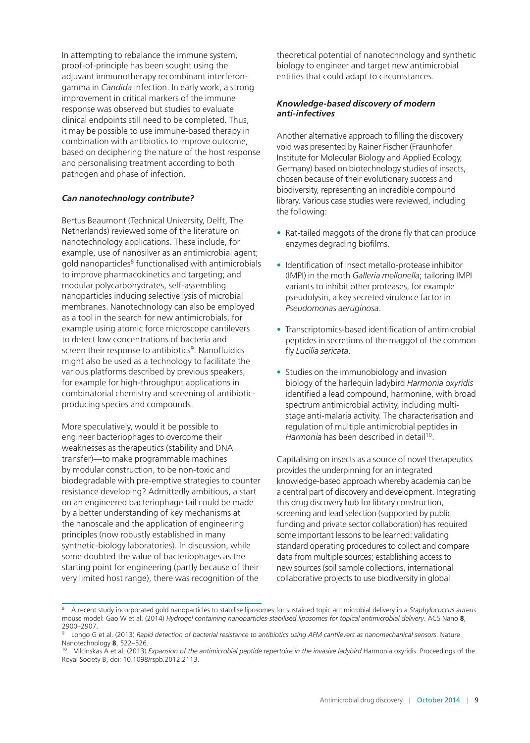In attempting to rebalance the immune system, proof-of-principle has been sought using the adjuvant immunotherapy recombinant interferon-gamma in *Candida* infection. In early work, a strong improvement in critical markers of the immune response was observed but studies to evaluate clinical endpoints still need to be completed. Thus, it may be possible to use immune-based therapy in combination with antibiotics to improve outcome, based on deciphering the nature of the host response and personalising treatment according to both pathogen and phase of infection.

### *Can nanotechnology contribute?*

Bertus Beaumont (Technical University, Delft, The Netherlands) reviewed some of the literature on nanotechnology applications. These include, for example, use of nanosilver as an antimicrobial agent; gold nanoparticles[8] functionalised with antimicrobials to improve pharmacokinetics and targeting; and modular polycarbohydrates, self-assembling nanoparticles inducing selective lysis of microbial membranes. Nanotechnology can also be employed as a tool in the search for new antimicrobials, for example using atomic force microscope cantilevers to detect low concentrations of bacteria and screen their response to antibiotics[9]. Nanofluidics might also be used as a technology to facilitate the various platforms described by previous speakers, for example for high-throughput applications in combinatorial chemistry and screening of antibiotic-producing species and compounds.

More speculatively, would it be possible to engineer bacteriophages to overcome their weaknesses as therapeutics (stability and DNA transfer)—to make programmable machines by modular construction, to be non-toxic and biodegradable with pre-emptive strategies to counter resistance developing? Admittedly ambitious, a start on an engineered bacteriophage tail could be made by a better understanding of key mechanisms at the nanoscale and the application of engineering principles (now robustly established in many synthetic-biology laboratories). In discussion, while some doubted the value of bacteriophages as the starting point for engineering (partly because of their very limited host range), there was recognition of the theoretical potential of nanotechnology and synthetic biology to engineer and target new antimicrobial entities that could adapt to circumstances.

### *Knowledge-based discovery of modern anti-infectives*

Another alternative approach to filling the discovery void was presented by Rainer Fischer (Fraunhofer Institute for Molecular Biology and Applied Ecology, Germany) based on biotechnology studies of insects, chosen because of their evolutionary success and biodiversity, representing an incredible compound library. Various case studies were reviewed, including the following:

- Rat-tailed maggots of the drone fly that can produce enzymes degrading biofilms.
- Identification of insect metallo-protease inhibitor (IMPI) in the moth *Galleria mellonella*; tailoring IMPI variants to inhibit other proteases, for example pseudolysin, a key secreted virulence factor in *Pseudomonas aeruginosa*.
- Transcriptomics-based identification of antimicrobial peptides in secretions of the maggot of the common fly *Lucilia sericata*.
- Studies on the immunobiology and invasion biology of the harlequin ladybird *Harmonia oxyridis* identified a lead compound, harmonine, with broad spectrum antimicrobial activity, including multi-stage anti-malaria activity. The characterisation and regulation of multiple antimicrobial peptides in *Harmonia* has been described in detail[10].

Capitalising on insects as a source of novel therapeutics provides the underpinning for an integrated knowledge-based approach whereby academia can be a central part of discovery and development. Integrating this drug discovery hub for library construction, screening and lead selection (supported by public funding and private sector collaboration) has required some important lessons to be learned: validating standard operating procedures to collect and compare data from multiple sources; establishing access to new sources (soil sample collections, international collaborative projects to use biodiversity in global

---

[8] A recent study incorporated gold nanoparticles to stabilise liposomes for sustained topic antimicrobial delivery in a *Staphylococcus aureus* mouse model: Gao W et al. (2014) *Hydrogel containing nanoparticles-stabilised liposomes for topical antimicrobial delivery*. ACS Nano **8**, 2900–2907.

[9] Longo G et al. (2013) *Rapid detection of bacterial resistance to antibiotics using AFM cantilevers as nanomechanical sensors*. Nature Nanotechnology **8**, 522–526.

[10] Vilcinskas A et al. (2013) *Expansion of the antimicrobial peptide repertoire in the invasive ladybird* Harmonia oxyridis. Proceedings of the Royal Society B, doi: 10.1098/rspb.2012.2113.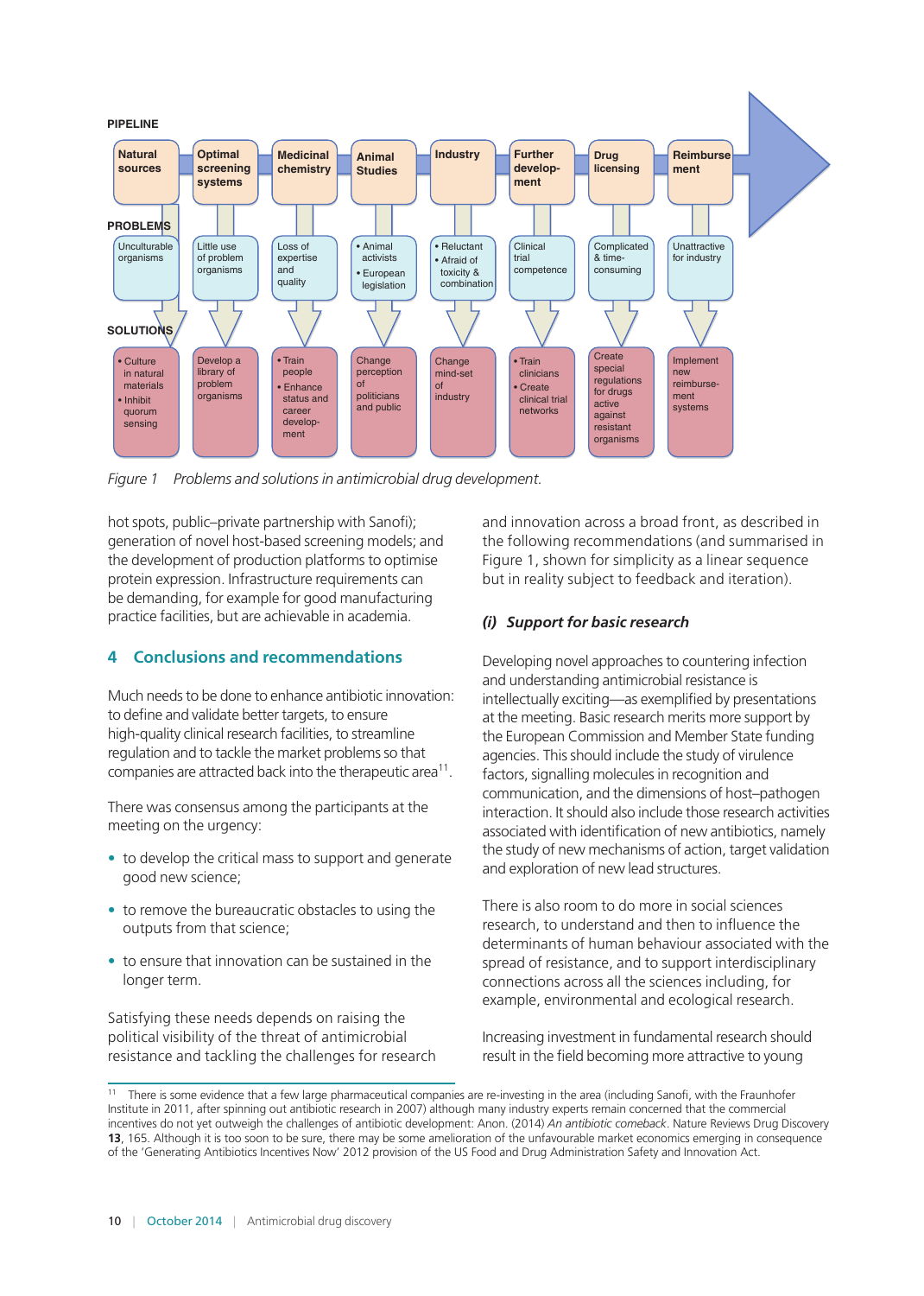| PIPELINE | Natural sources | Optimal screening systems | Medicinal chemistry | Animal Studies | Industry | Further develop-ment | Drug licensing | Reimburse ment |
|---|---|---|---|---|---|---|---|---|
| PROBLEMS | Unculturable organisms | Little use of problem organisms | Loss of expertise and quality | • Animal activists • European legislation | • Reluctant • Afraid of toxicity & combination | Clinical trial competence | Complicated & time-consuming | Unattractive for industry |
| SOLUTIONS | • Culture in natural materials • Inhibit quorum sensing | Develop a library of problem organisms | • Train people • Enhance status and career develop-ment | Change perception of politicians and public | Change mind-set of industry | • Train clinicians • Create clinical trial networks | Create special regulations for drugs active against resistant organisms | Implement new reimburse-ment systems |

*Figure 1* *Problems and solutions in antimicrobial drug development.*

hot spots, public–private partnership with Sanofi); generation of novel host-based screening models; and the development of production platforms to optimise protein expression. Infrastructure requirements can be demanding, for example for good manufacturing practice facilities, but are achievable in academia.

## 4 Conclusions and recommendations

Much needs to be done to enhance antibiotic innovation: to define and validate better targets, to ensure high-quality clinical research facilities, to streamline regulation and to tackle the market problems so that companies are attracted back into the therapeutic area[11].

There was consensus among the participants at the meeting on the urgency:

- to develop the critical mass to support and generate good new science;
- to remove the bureaucratic obstacles to using the outputs from that science;
- to ensure that innovation can be sustained in the longer term.

Satisfying these needs depends on raising the political visibility of the threat of antimicrobial resistance and tackling the challenges for research and innovation across a broad front, as described in the following recommendations (and summarised in Figure 1, shown for simplicity as a linear sequence but in reality subject to feedback and iteration).

### *(i) Support for basic research*

Developing novel approaches to countering infection and understanding antimicrobial resistance is intellectually exciting—as exemplified by presentations at the meeting. Basic research merits more support by the European Commission and Member State funding agencies. This should include the study of virulence factors, signalling molecules in recognition and communication, and the dimensions of host–pathogen interaction. It should also include those research activities associated with identification of new antibiotics, namely the study of new mechanisms of action, target validation and exploration of new lead structures.

There is also room to do more in social sciences research, to understand and then to influence the determinants of human behaviour associated with the spread of resistance, and to support interdisciplinary connections across all the sciences including, for example, environmental and ecological research.

Increasing investment in fundamental research should result in the field becoming more attractive to young

---

[11] There is some evidence that a few large pharmaceutical companies are re-investing in the area (including Sanofi, with the Fraunhofer Institute in 2011, after spinning out antibiotic research in 2007) although many industry experts remain concerned that the commercial incentives do not yet outweigh the challenges of antibiotic development: Anon. (2014) *An antibiotic comeback*. Nature Reviews Drug Discovery **13**, 165. Although it is too soon to be sure, there may be some amelioration of the unfavourable market economics emerging in consequence of the 'Generating Antibiotics Incentives Now' 2012 provision of the US Food and Drug Administration Safety and Innovation Act.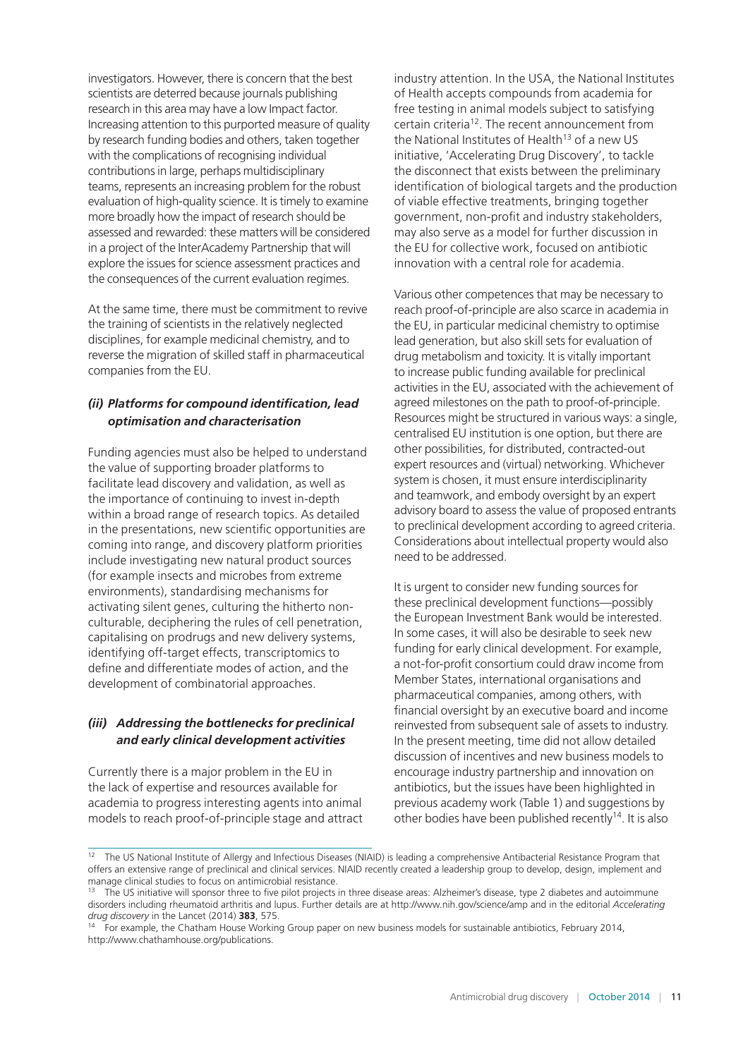investigators. However, there is concern that the best scientists are deterred because journals publishing research in this area may have a low Impact factor. Increasing attention to this purported measure of quality by research funding bodies and others, taken together with the complications of recognising individual contributions in large, perhaps multidisciplinary teams, represents an increasing problem for the robust evaluation of high-quality science. It is timely to examine more broadly how the impact of research should be assessed and rewarded: these matters will be considered in a project of the InterAcademy Partnership that will explore the issues for science assessment practices and the consequences of the current evaluation regimes.

At the same time, there must be commitment to revive the training of scientists in the relatively neglected disciplines, for example medicinal chemistry, and to reverse the migration of skilled staff in pharmaceutical companies from the EU.

### *(ii) Platforms for compound identification, lead optimisation and characterisation*

Funding agencies must also be helped to understand the value of supporting broader platforms to facilitate lead discovery and validation, as well as the importance of continuing to invest in-depth within a broad range of research topics. As detailed in the presentations, new scientific opportunities are coming into range, and discovery platform priorities include investigating new natural product sources (for example insects and microbes from extreme environments), standardising mechanisms for activating silent genes, culturing the hitherto non-culturable, deciphering the rules of cell penetration, capitalising on prodrugs and new delivery systems, identifying off-target effects, transcriptomics to define and differentiate modes of action, and the development of combinatorial approaches.

### *(iii) Addressing the bottlenecks for preclinical and early clinical development activities*

Currently there is a major problem in the EU in the lack of expertise and resources available for academia to progress interesting agents into animal models to reach proof-of-principle stage and attract industry attention. In the USA, the National Institutes of Health accepts compounds from academia for free testing in animal models subject to satisfying certain criteria[12]. The recent announcement from the National Institutes of Health[13] of a new US initiative, 'Accelerating Drug Discovery', to tackle the disconnect that exists between the preliminary identification of biological targets and the production of viable effective treatments, bringing together government, non-profit and industry stakeholders, may also serve as a model for further discussion in the EU for collective work, focused on antibiotic innovation with a central role for academia.

Various other competences that may be necessary to reach proof-of-principle are also scarce in academia in the EU, in particular medicinal chemistry to optimise lead generation, but also skill sets for evaluation of drug metabolism and toxicity. It is vitally important to increase public funding available for preclinical activities in the EU, associated with the achievement of agreed milestones on the path to proof-of-principle. Resources might be structured in various ways: a single, centralised EU institution is one option, but there are other possibilities, for distributed, contracted-out expert resources and (virtual) networking. Whichever system is chosen, it must ensure interdisciplinarity and teamwork, and embody oversight by an expert advisory board to assess the value of proposed entrants to preclinical development according to agreed criteria. Considerations about intellectual property would also need to be addressed.

It is urgent to consider new funding sources for these preclinical development functions—possibly the European Investment Bank would be interested. In some cases, it will also be desirable to seek new funding for early clinical development. For example, a not-for-profit consortium could draw income from Member States, international organisations and pharmaceutical companies, among others, with financial oversight by an executive board and income reinvested from subsequent sale of assets to industry. In the present meeting, time did not allow detailed discussion of incentives and new business models to encourage industry partnership and innovation on antibiotics, but the issues have been highlighted in previous academy work (Table 1) and suggestions by other bodies have been published recently[14]. It is also

---

[12] The US National Institute of Allergy and Infectious Diseases (NIAID) is leading a comprehensive Antibacterial Resistance Program that offers an extensive range of preclinical and clinical services. NIAID recently created a leadership group to develop, design, implement and manage clinical studies to focus on antimicrobial resistance.

[13] The US initiative will sponsor three to five pilot projects in three disease areas: Alzheimer's disease, type 2 diabetes and autoimmune disorders including rheumatoid arthritis and lupus. Further details are at http://www.nih.gov/science/amp and in the editorial *Accelerating drug discovery* in the Lancet (2014) **383**, 575.

[14] For example, the Chatham House Working Group paper on new business models for sustainable antibiotics, February 2014, http://www.chathamhouse.org/publications.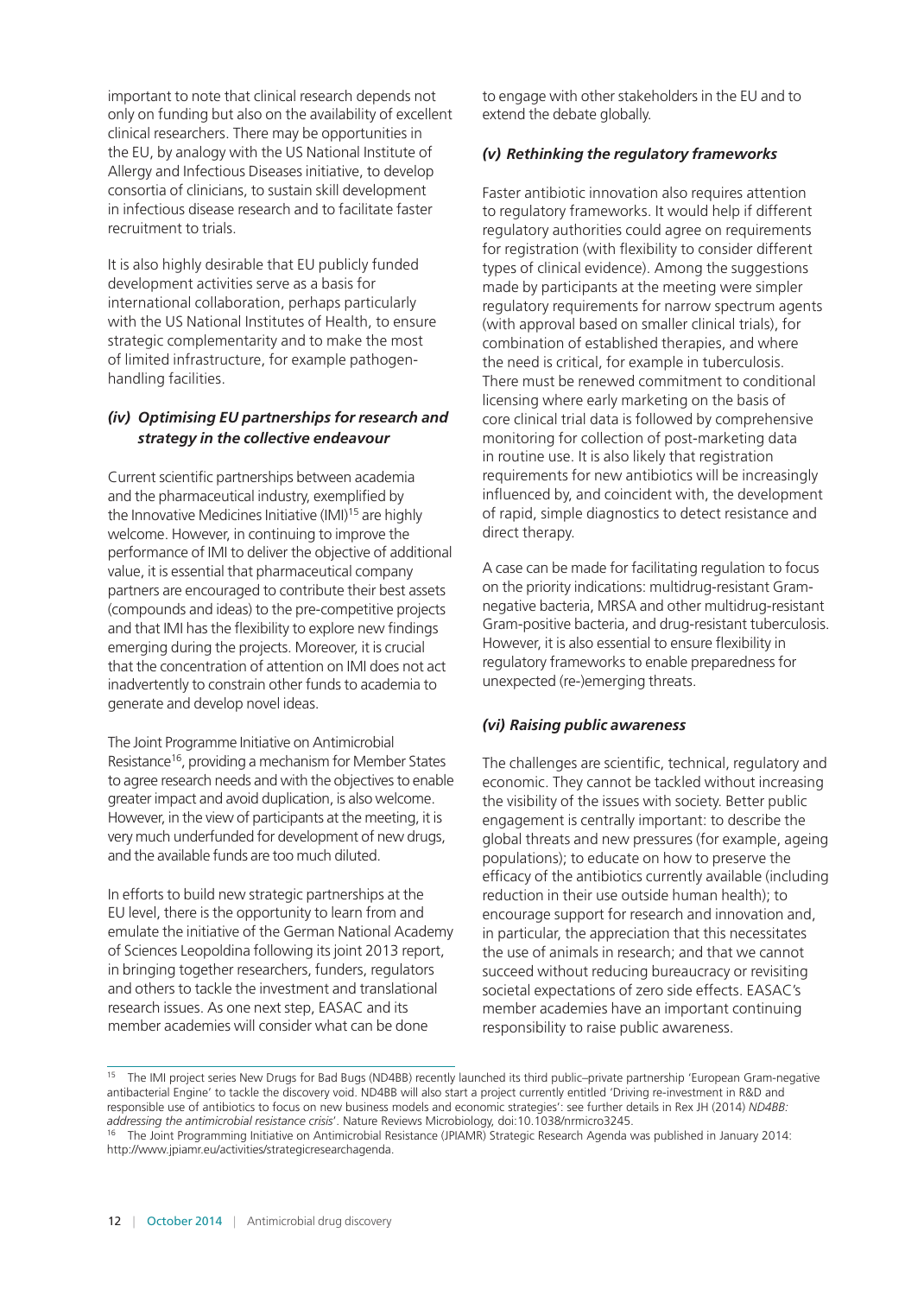important to note that clinical research depends not only on funding but also on the availability of excellent clinical researchers. There may be opportunities in the EU, by analogy with the US National Institute of Allergy and Infectious Diseases initiative, to develop consortia of clinicians, to sustain skill development in infectious disease research and to facilitate faster recruitment to trials.

It is also highly desirable that EU publicly funded development activities serve as a basis for international collaboration, perhaps particularly with the US National Institutes of Health, to ensure strategic complementarity and to make the most of limited infrastructure, for example pathogen-handling facilities.

### *(iv) Optimising EU partnerships for research and strategy in the collective endeavour*

Current scientific partnerships between academia and the pharmaceutical industry, exemplified by the Innovative Medicines Initiative (IMI)[15] are highly welcome. However, in continuing to improve the performance of IMI to deliver the objective of additional value, it is essential that pharmaceutical company partners are encouraged to contribute their best assets (compounds and ideas) to the pre-competitive projects and that IMI has the flexibility to explore new findings emerging during the projects. Moreover, it is crucial that the concentration of attention on IMI does not act inadvertently to constrain other funds to academia to generate and develop novel ideas.

The Joint Programme Initiative on Antimicrobial Resistance[16], providing a mechanism for Member States to agree research needs and with the objectives to enable greater impact and avoid duplication, is also welcome. However, in the view of participants at the meeting, it is very much underfunded for development of new drugs, and the available funds are too much diluted.

In efforts to build new strategic partnerships at the EU level, there is the opportunity to learn from and emulate the initiative of the German National Academy of Sciences Leopoldina following its joint 2013 report, in bringing together researchers, funders, regulators and others to tackle the investment and translational research issues. As one next step, EASAC and its member academies will consider what can be done to engage with other stakeholders in the EU and to extend the debate globally.

### *(v) Rethinking the regulatory frameworks*

Faster antibiotic innovation also requires attention to regulatory frameworks. It would help if different regulatory authorities could agree on requirements for registration (with flexibility to consider different types of clinical evidence). Among the suggestions made by participants at the meeting were simpler regulatory requirements for narrow spectrum agents (with approval based on smaller clinical trials), for combination of established therapies, and where the need is critical, for example in tuberculosis. There must be renewed commitment to conditional licensing where early marketing on the basis of core clinical trial data is followed by comprehensive monitoring for collection of post-marketing data in routine use. It is also likely that registration requirements for new antibiotics will be increasingly influenced by, and coincident with, the development of rapid, simple diagnostics to detect resistance and direct therapy.

A case can be made for facilitating regulation to focus on the priority indications: multidrug-resistant Gram-negative bacteria, MRSA and other multidrug-resistant Gram-positive bacteria, and drug-resistant tuberculosis. However, it is also essential to ensure flexibility in regulatory frameworks to enable preparedness for unexpected (re-)emerging threats.

### *(vi) Raising public awareness*

The challenges are scientific, technical, regulatory and economic. They cannot be tackled without increasing the visibility of the issues with society. Better public engagement is centrally important: to describe the global threats and new pressures (for example, ageing populations); to educate on how to preserve the efficacy of the antibiotics currently available (including reduction in their use outside human health); to encourage support for research and innovation and, in particular, the appreciation that this necessitates the use of animals in research; and that we cannot succeed without reducing bureaucracy or revisiting societal expectations of zero side effects. EASAC's member academies have an important continuing responsibility to raise public awareness.

---

[15] The IMI project series New Drugs for Bad Bugs (ND4BB) recently launched its third public–private partnership 'European Gram-negative antibacterial Engine' to tackle the discovery void. ND4BB will also start a project currently entitled 'Driving re-investment in R&D and responsible use of antibiotics to focus on new business models and economic strategies': see further details in Rex JH (2014) *ND4BB: addressing the antimicrobial resistance crisis*'. Nature Reviews Microbiology, doi:10.1038/nrmicro3245.

[16] The Joint Programming Initiative on Antimicrobial Resistance (JPIAMR) Strategic Research Agenda was published in January 2014: http://www.jpiamr.eu/activities/strategicresearchagenda.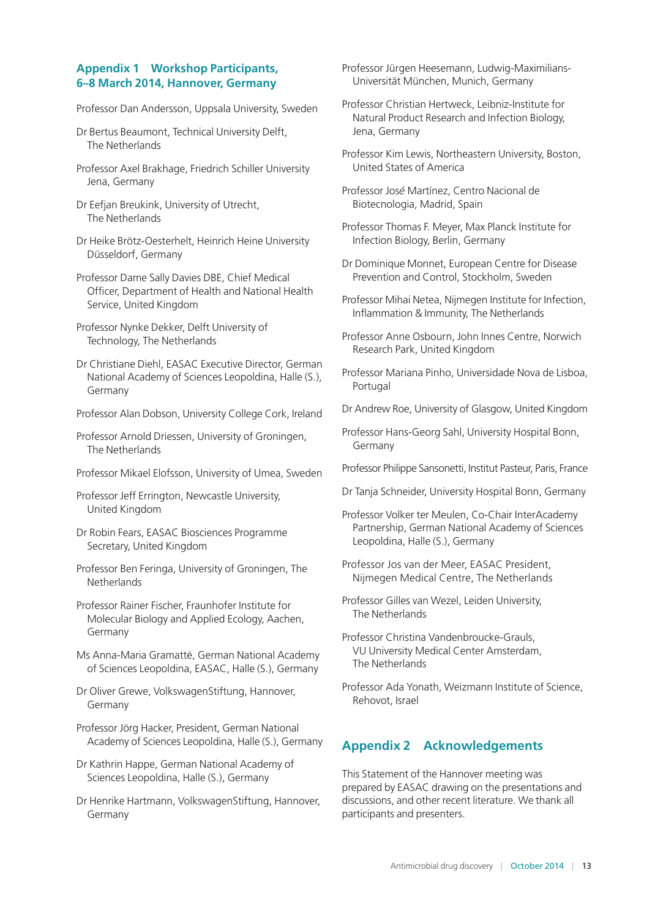## Appendix 1 Workshop Participants, 6–8 March 2014, Hannover, Germany

Professor Dan Andersson, Uppsala University, Sweden

Dr Bertus Beaumont, Technical University Delft, The Netherlands

Professor Axel Brakhage, Friedrich Schiller University Jena, Germany

Dr Eefjan Breukink, University of Utrecht, The Netherlands

Dr Heike Brötz-Oesterhelt, Heinrich Heine University Düsseldorf, Germany

Professor Dame Sally Davies DBE, Chief Medical Officer, Department of Health and National Health Service, United Kingdom

Professor Nynke Dekker, Delft University of Technology, The Netherlands

Dr Christiane Diehl, EASAC Executive Director, German National Academy of Sciences Leopoldina, Halle (S.), Germany

Professor Alan Dobson, University College Cork, Ireland

Professor Arnold Driessen, University of Groningen, The Netherlands

Professor Mikael Elofsson, University of Umea, Sweden

Professor Jeff Errington, Newcastle University, United Kingdom

Dr Robin Fears, EASAC Biosciences Programme Secretary, United Kingdom

Professor Ben Feringa, University of Groningen, The Netherlands

Professor Rainer Fischer, Fraunhofer Institute for Molecular Biology and Applied Ecology, Aachen, Germany

Ms Anna-Maria Gramatté, German National Academy of Sciences Leopoldina, EASAC, Halle (S.), Germany

Dr Oliver Grewe, VolkswagenStiftung, Hannover, Germany

Professor Jörg Hacker, President, German National Academy of Sciences Leopoldina, Halle (S.), Germany

Dr Kathrin Happe, German National Academy of Sciences Leopoldina, Halle (S.), Germany

Dr Henrike Hartmann, VolkswagenStiftung, Hannover, Germany

Professor Jürgen Heesemann, Ludwig-Maximilians-Universität München, Munich, Germany

Professor Christian Hertweck, Leibniz-Institute for Natural Product Research and Infection Biology, Jena, Germany

Professor Kim Lewis, Northeastern University, Boston, United States of America

Professor José Martínez, Centro Nacional de Biotecnologia, Madrid, Spain

Professor Thomas F. Meyer, Max Planck Institute for Infection Biology, Berlin, Germany

Dr Dominique Monnet, European Centre for Disease Prevention and Control, Stockholm, Sweden

Professor Mihai Netea, Nijmegen Institute for Infection, Inflammation & Immunity, The Netherlands

Professor Anne Osbourn, John Innes Centre, Norwich Research Park, United Kingdom

Professor Mariana Pinho, Universidade Nova de Lisboa, Portugal

Dr Andrew Roe, University of Glasgow, United Kingdom

Professor Hans-Georg Sahl, University Hospital Bonn, Germany

Professor Philippe Sansonetti, Institut Pasteur, Paris, France

Dr Tanja Schneider, University Hospital Bonn, Germany

Professor Volker ter Meulen, Co-Chair InterAcademy Partnership, German National Academy of Sciences Leopoldina, Halle (S.), Germany

Professor Jos van der Meer, EASAC President, Nijmegen Medical Centre, The Netherlands

Professor Gilles van Wezel, Leiden University, The Netherlands

Professor Christina Vandenbroucke-Grauls, VU University Medical Center Amsterdam, The Netherlands

Professor Ada Yonath, Weizmann Institute of Science, Rehovot, Israel

## Appendix 2 Acknowledgements

This Statement of the Hannover meeting was prepared by EASAC drawing on the presentations and discussions, and other recent literature. We thank all participants and presenters.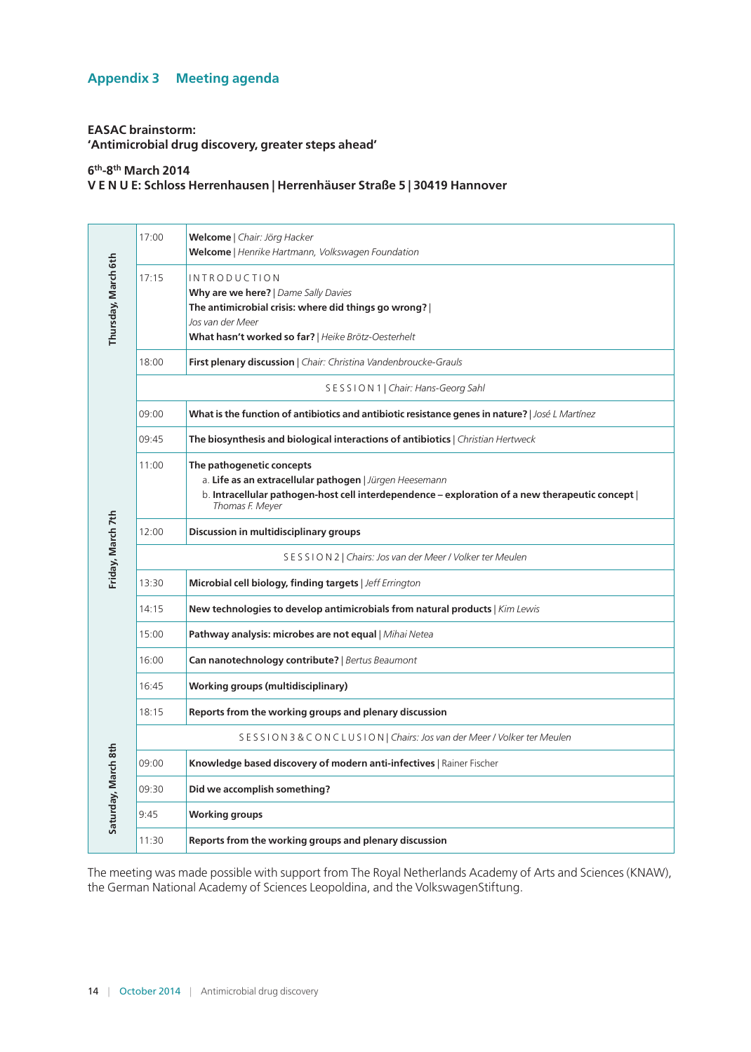## Appendix 3 Meeting agenda

**EASAC brainstorm:**
**'Antimicrobial drug discovery, greater steps ahead'**

**6th-8th March 2014**
**V E N U E: Schloss Herrenhausen | Herrenhäuser Straße 5 | 30419 Hannover**

| Day | Time | Programme |
|---|---|---|
| Thursday, March 6th | 17:00 | **Welcome** \| *Chair: Jörg Hacker*<br>**Welcome** \| *Henrike Hartmann, Volkswagen Foundation* |
| | 17:15 | INTRODUCTION<br>**Why are we here?** \| *Dame Sally Davies*<br>**The antimicrobial crisis: where did things go wrong?** \| *Jos van der Meer*<br>**What hasn't worked so far?** \| *Heike Brötz-Oesterhelt* |
| | 18:00 | **First plenary discussion** \| *Chair: Christina Vandenbroucke-Grauls* |
| Friday, March 7th | | SESSION 1 \| *Chair: Hans-Georg Sahl* |
| | 09:00 | **What is the function of antibiotics and antibiotic resistance genes in nature?** \| *José L Martínez* |
| | 09:45 | **The biosynthesis and biological interactions of antibiotics** \| *Christian Hertweck* |
| | 11:00 | **The pathogenetic concepts**<br>a. **Life as an extracellular pathogen** \| *Jürgen Heesemann*<br>b. **Intracellular pathogen-host cell interdependence – exploration of a new therapeutic concept** \| *Thomas F. Meyer* |
| | 12:00 | **Discussion in multidisciplinary groups** |
| | | SESSION 2 \| *Chairs: Jos van der Meer / Volker ter Meulen* |
| | 13:30 | **Microbial cell biology, finding targets** \| *Jeff Errington* |
| | 14:15 | **New technologies to develop antimicrobials from natural products** \| *Kim Lewis* |
| | 15:00 | **Pathway analysis: microbes are not equal** \| *Mihai Netea* |
| | 16:00 | **Can nanotechnology contribute?** \| *Bertus Beaumont* |
| | 16:45 | **Working groups (multidisciplinary)** |
| | 18:15 | **Reports from the working groups and plenary discussion** |
| Saturday, March 8th | | SESSION 3 & CONCLUSION \| *Chairs: Jos van der Meer / Volker ter Meulen* |
| | 09:00 | **Knowledge based discovery of modern anti-infectives** \| Rainer Fischer |
| | 09:30 | **Did we accomplish something?** |
| | 9:45 | **Working groups** |
| | 11:30 | **Reports from the working groups and plenary discussion** |

The meeting was made possible with support from The Royal Netherlands Academy of Arts and Sciences (KNAW), the German National Academy of Sciences Leopoldina, and the VolkswagenStiftung.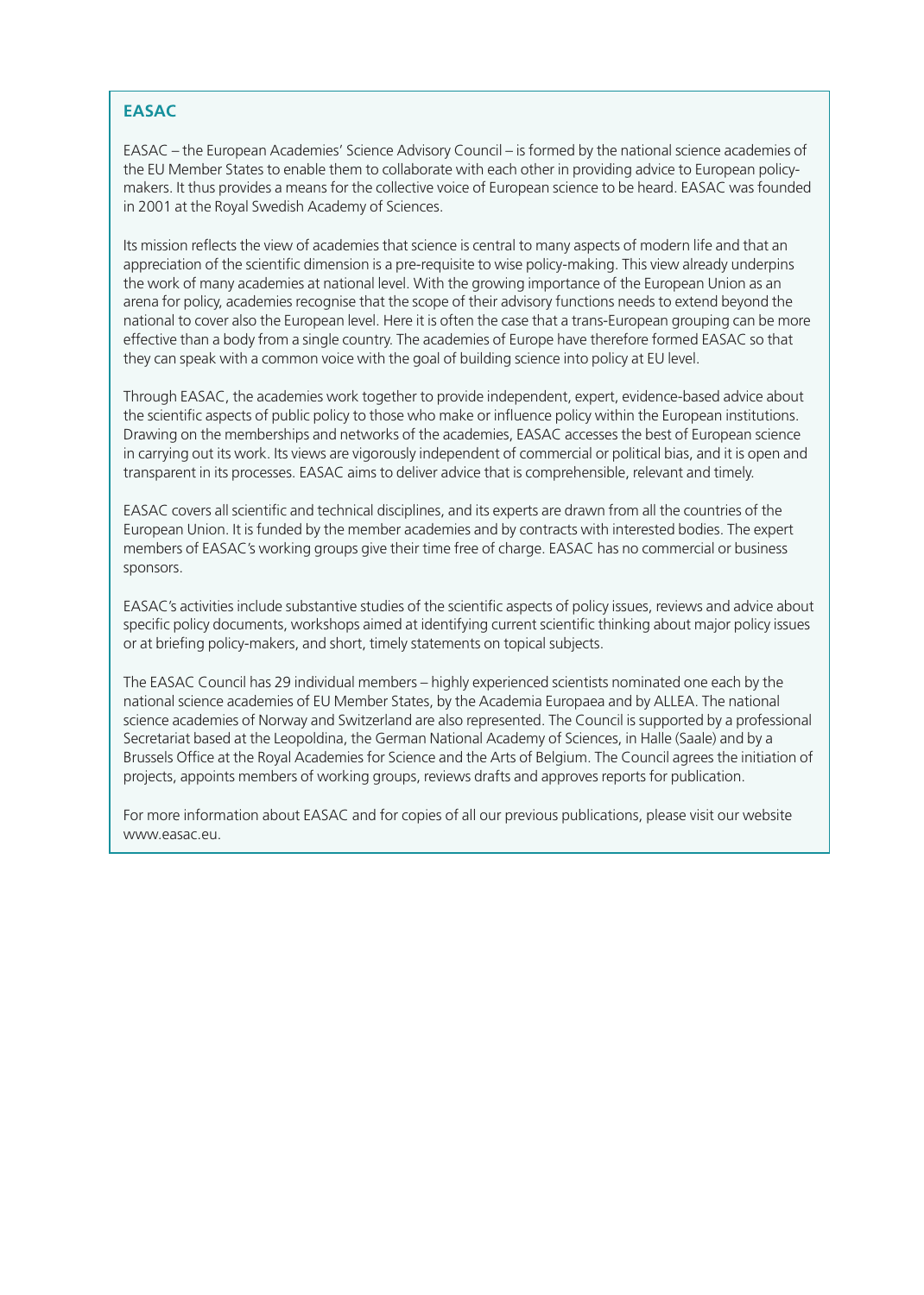## EASAC

EASAC – the European Academies' Science Advisory Council – is formed by the national science academies of the EU Member States to enable them to collaborate with each other in providing advice to European policy-makers. It thus provides a means for the collective voice of European science to be heard. EASAC was founded in 2001 at the Royal Swedish Academy of Sciences.

Its mission reflects the view of academies that science is central to many aspects of modern life and that an appreciation of the scientific dimension is a pre-requisite to wise policy-making. This view already underpins the work of many academies at national level. With the growing importance of the European Union as an arena for policy, academies recognise that the scope of their advisory functions needs to extend beyond the national to cover also the European level. Here it is often the case that a trans-European grouping can be more effective than a body from a single country. The academies of Europe have therefore formed EASAC so that they can speak with a common voice with the goal of building science into policy at EU level.

Through EASAC, the academies work together to provide independent, expert, evidence-based advice about the scientific aspects of public policy to those who make or influence policy within the European institutions. Drawing on the memberships and networks of the academies, EASAC accesses the best of European science in carrying out its work. Its views are vigorously independent of commercial or political bias, and it is open and transparent in its processes. EASAC aims to deliver advice that is comprehensible, relevant and timely.

EASAC covers all scientific and technical disciplines, and its experts are drawn from all the countries of the European Union. It is funded by the member academies and by contracts with interested bodies. The expert members of EASAC's working groups give their time free of charge. EASAC has no commercial or business sponsors.

EASAC's activities include substantive studies of the scientific aspects of policy issues, reviews and advice about specific policy documents, workshops aimed at identifying current scientific thinking about major policy issues or at briefing policy-makers, and short, timely statements on topical subjects.

The EASAC Council has 29 individual members – highly experienced scientists nominated one each by the national science academies of EU Member States, by the Academia Europaea and by ALLEA. The national science academies of Norway and Switzerland are also represented. The Council is supported by a professional Secretariat based at the Leopoldina, the German National Academy of Sciences, in Halle (Saale) and by a Brussels Office at the Royal Academies for Science and the Arts of Belgium. The Council agrees the initiation of projects, appoints members of working groups, reviews drafts and approves reports for publication.

For more information about EASAC and for copies of all our previous publications, please visit our website www.easac.eu.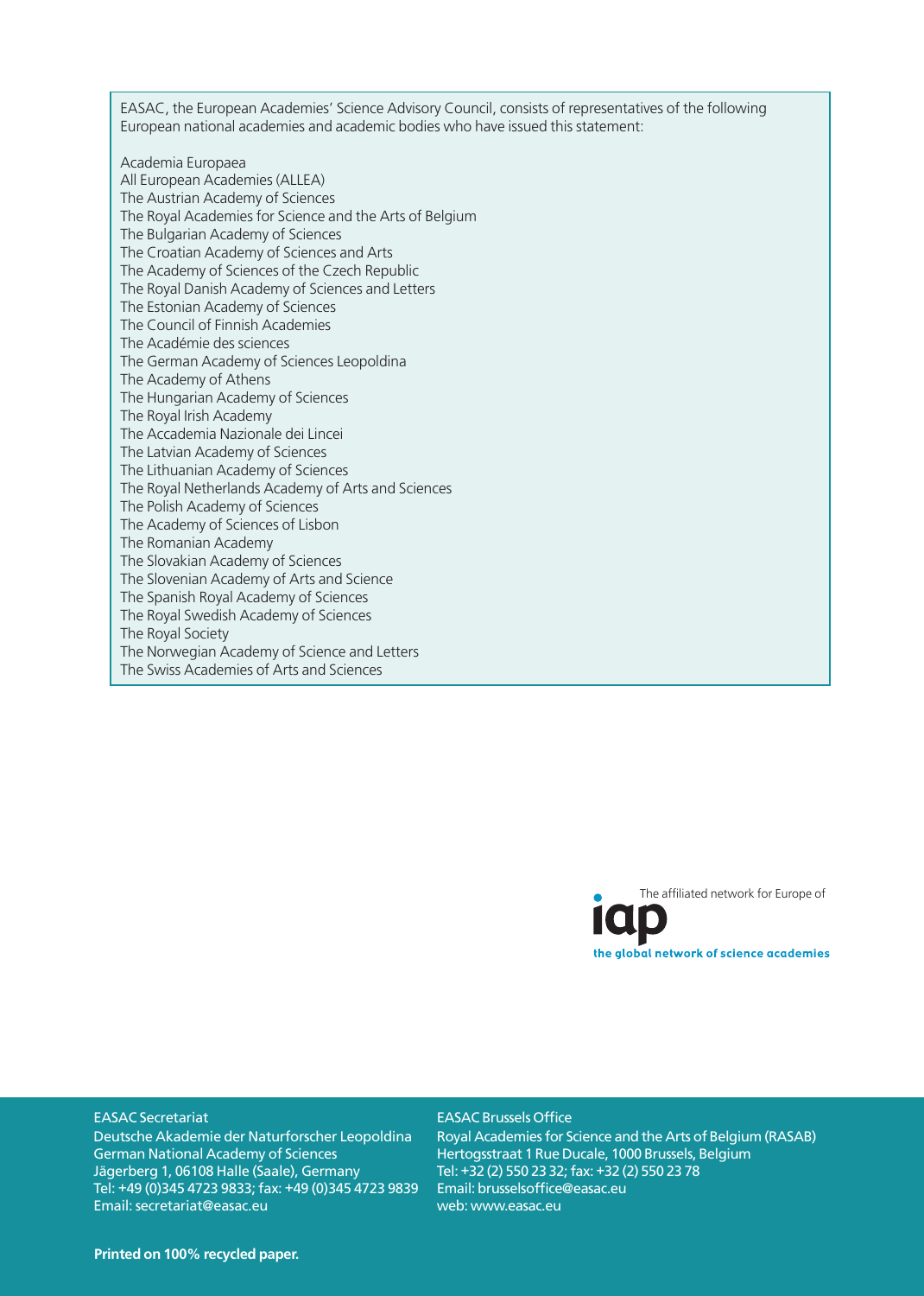EASAC, the European Academies' Science Advisory Council, consists of representatives of the following European national academies and academic bodies who have issued this statement:

Academia Europaea
All European Academies (ALLEA)
The Austrian Academy of Sciences
The Royal Academies for Science and the Arts of Belgium
The Bulgarian Academy of Sciences
The Croatian Academy of Sciences and Arts
The Academy of Sciences of the Czech Republic
The Royal Danish Academy of Sciences and Letters
The Estonian Academy of Sciences
The Council of Finnish Academies
The Académie des sciences
The German Academy of Sciences Leopoldina
The Academy of Athens
The Hungarian Academy of Sciences
The Royal Irish Academy
The Accademia Nazionale dei Lincei
The Latvian Academy of Sciences
The Lithuanian Academy of Sciences
The Royal Netherlands Academy of Arts and Sciences
The Polish Academy of Sciences
The Academy of Sciences of Lisbon
The Romanian Academy
The Slovakian Academy of Sciences
The Slovenian Academy of Arts and Science
The Spanish Royal Academy of Sciences
The Royal Swedish Academy of Sciences
The Royal Society
The Norwegian Academy of Science and Letters
The Swiss Academies of Arts and Sciences

The affiliated network for Europe of

iap

the global network of science academies

EASAC Secretariat
Deutsche Akademie der Naturforscher Leopoldina
German National Academy of Sciences
Jägerberg 1, 06108 Halle (Saale), Germany
Tel: +49 (0)345 4723 9833; fax: +49 (0)345 4723 9839
Email: secretariat@easac.eu

EASAC Brussels Office
Royal Academies for Science and the Arts of Belgium (RASAB)
Hertogsstraat 1 Rue Ducale, 1000 Brussels, Belgium
Tel: +32 (2) 550 23 32; fax: +32 (2) 550 23 78
Email: brusselsoffice@easac.eu
web: www.easac.eu

**Printed on 100% recycled paper.**